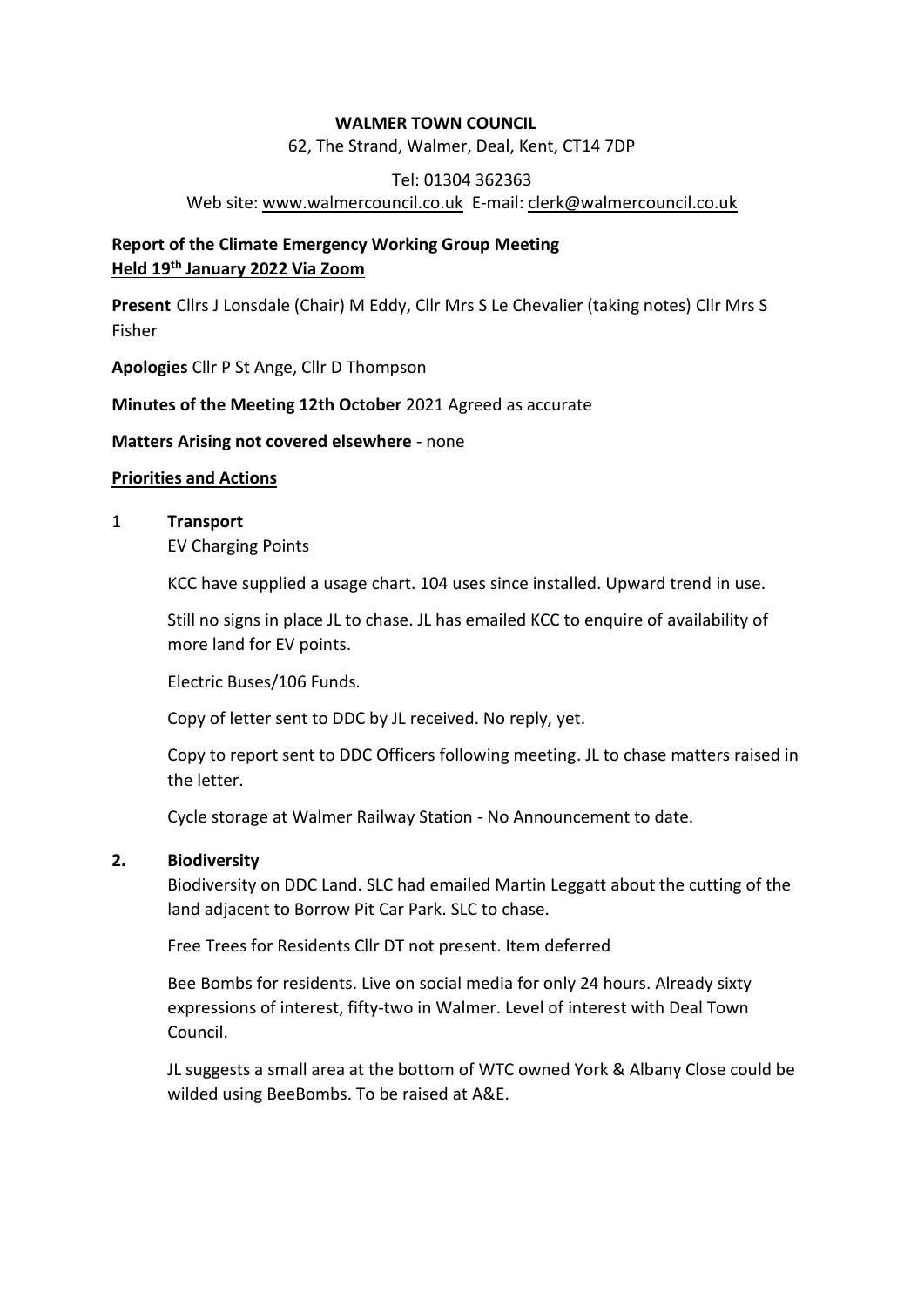**WALMER TOWN COUNCIL**

62, The Strand, Walmer, Deal, Kent, CT14 7DP

Tel: 01304 362363

Web site: www.walmercouncil.co.uk E-mail: clerk@walmercouncil.co.uk

**Report of the Climate Emergency Working Group Meeting**
**Held 19th January 2022 Via Zoom**

**Present** Cllrs J Lonsdale (Chair) M Eddy, Cllr Mrs S Le Chevalier (taking notes) Cllr Mrs S Fisher

**Apologies** Cllr P St Ange, Cllr D Thompson

**Minutes of the Meeting 12th October** 2021 Agreed as accurate

**Matters Arising not covered elsewhere** - none

**Priorities and Actions**

1 **Transport**

EV Charging Points

KCC have supplied a usage chart. 104 uses since installed. Upward trend in use.

Still no signs in place JL to chase. JL has emailed KCC to enquire of availability of more land for EV points.

Electric Buses/106 Funds.

Copy of letter sent to DDC by JL received. No reply, yet.

Copy to report sent to DDC Officers following meeting. JL to chase matters raised in the letter.

Cycle storage at Walmer Railway Station - No Announcement to date.

**2. Biodiversity**

Biodiversity on DDC Land. SLC had emailed Martin Leggatt about the cutting of the land adjacent to Borrow Pit Car Park. SLC to chase.

Free Trees for Residents Cllr DT not present. Item deferred

Bee Bombs for residents. Live on social media for only 24 hours. Already sixty expressions of interest, fifty-two in Walmer. Level of interest with Deal Town Council.

JL suggests a small area at the bottom of WTC owned York & Albany Close could be wilded using BeeBombs. To be raised at A&E.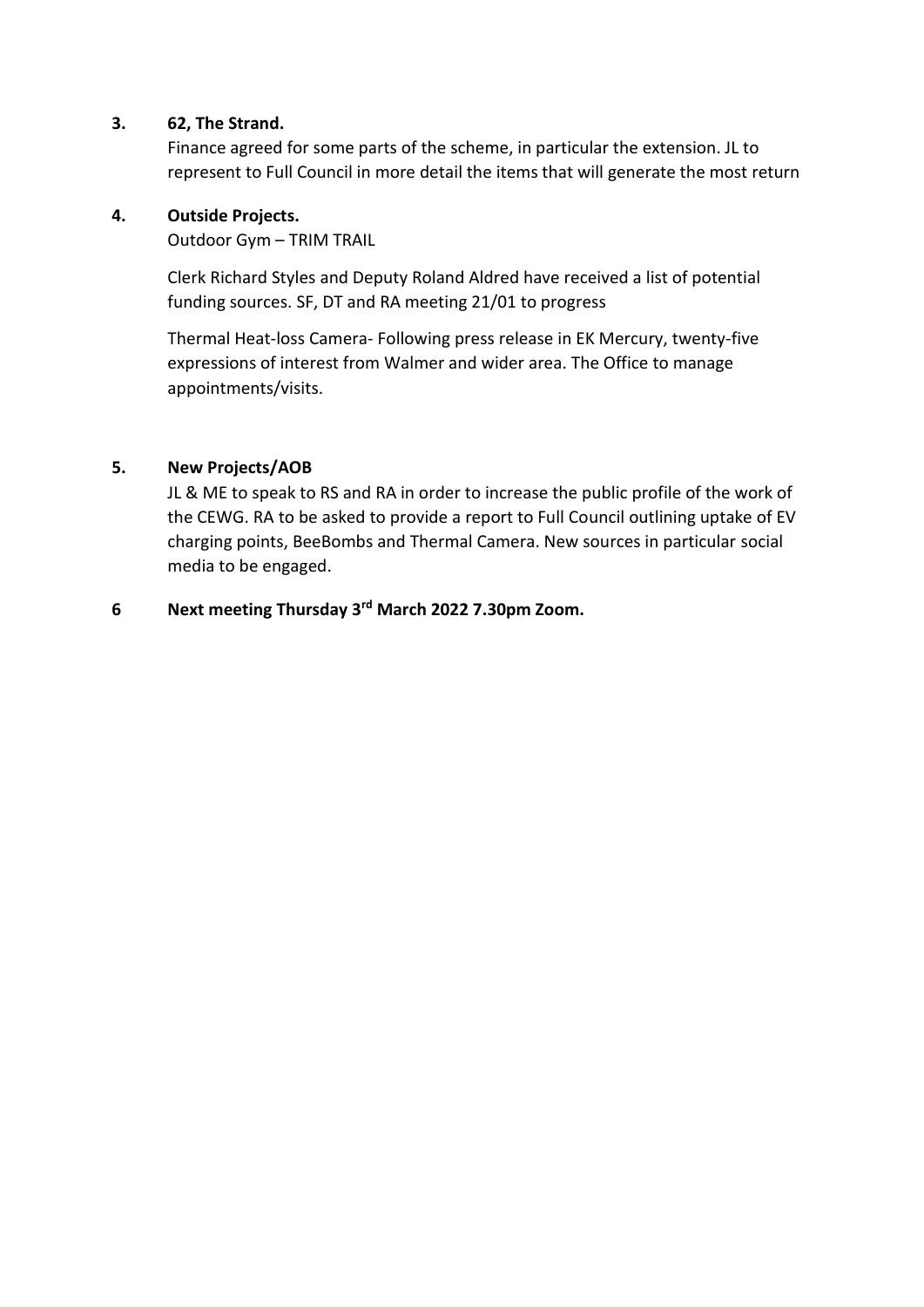**3. 62, The Strand.**

Finance agreed for some parts of the scheme, in particular the extension. JL to represent to Full Council in more detail the items that will generate the most return

**4. Outside Projects.**

Outdoor Gym – TRIM TRAIL

Clerk Richard Styles and Deputy Roland Aldred have received a list of potential funding sources. SF, DT and RA meeting 21/01 to progress

Thermal Heat-loss Camera- Following press release in EK Mercury, twenty-five expressions of interest from Walmer and wider area. The Office to manage appointments/visits.

**5. New Projects/AOB**

JL & ME to speak to RS and RA in order to increase the public profile of the work of the CEWG. RA to be asked to provide a report to Full Council outlining uptake of EV charging points, BeeBombs and Thermal Camera. New sources in particular social media to be engaged.

**6 Next meeting Thursday 3rd March 2022 7.30pm Zoom.**